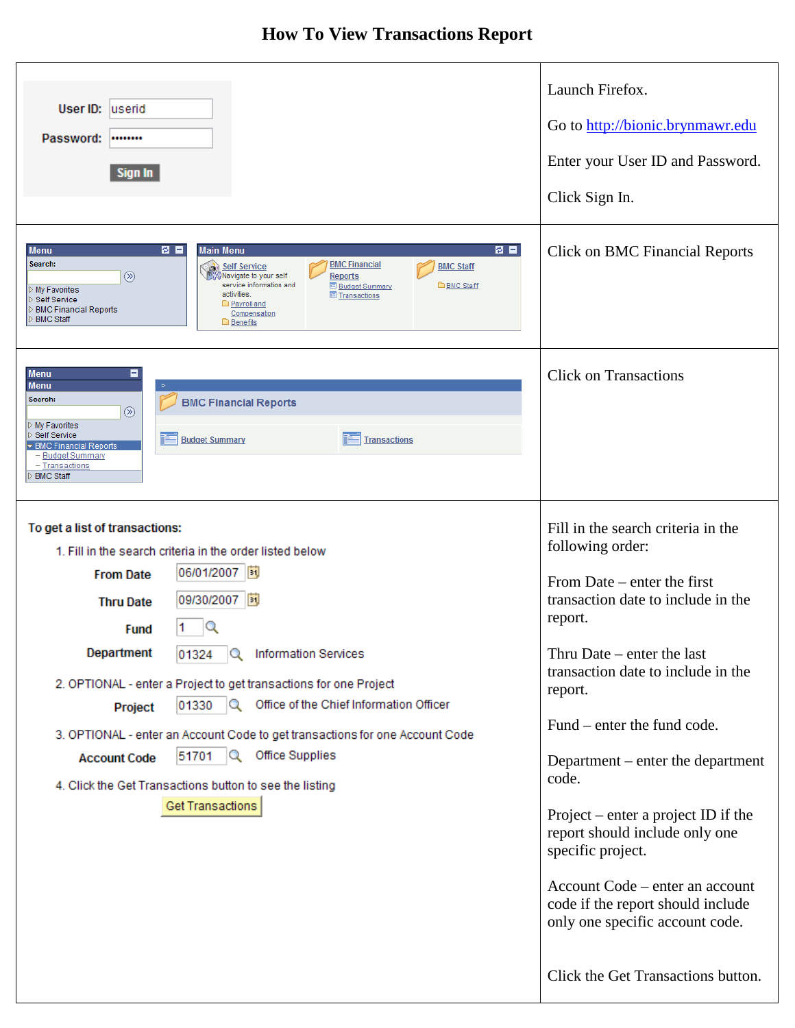# How To View Transactions Report

| | |
|---|---|
| User ID: userid<br>Password: ••••••••<br>Sign In | Launch Firefox.<br><br>Go to http://bionic.brynmawr.edu<br><br>Enter your User ID and Password.<br><br>Click Sign In. |
| Menu<br>Search:<br>My Favorites<br>Self Service<br>BMC Financial Reports<br>BMC Staff<br><br>Main Menu<br>Self Service — Navigate to your self service information and activities.<br>Payroll and Compensation<br>Benefits<br>BMC Financial Reports<br>Budget Summary<br>Transactions<br>BMC Staff<br>BMC Staff | Click on BMC Financial Reports |
| Menu<br>Menu<br>Search:<br>My Favorites<br>Self Service<br>BMC Financial Reports<br>– Budget Summary<br>– Transactions<br>BMC Staff<br><br>BMC Financial Reports<br>Budget Summary<br>Transactions | Click on Transactions |
| **To get a list of transactions:**<br>1. Fill in the search criteria in the order listed below<br>From Date 06/01/2007<br>Thru Date 09/30/2007<br>Fund 1<br>Department 01324 Information Services<br>2. OPTIONAL - enter a Project to get transactions for one Project<br>Project 01330 Office of the Chief Information Officer<br>3. OPTIONAL - enter an Account Code to get transactions for one Account Code<br>Account Code 51701 Office Supplies<br>4. Click the Get Transactions button to see the listing<br>Get Transactions | Fill in the search criteria in the following order:<br><br>From Date – enter the first transaction date to include in the report.<br><br>Thru Date – enter the last transaction date to include in the report.<br><br>Fund – enter the fund code.<br><br>Department – enter the department code.<br><br>Project – enter a project ID if the report should include only one specific project.<br><br>Account Code – enter an account code if the report should include only one specific account code.<br><br>Click the Get Transactions button. |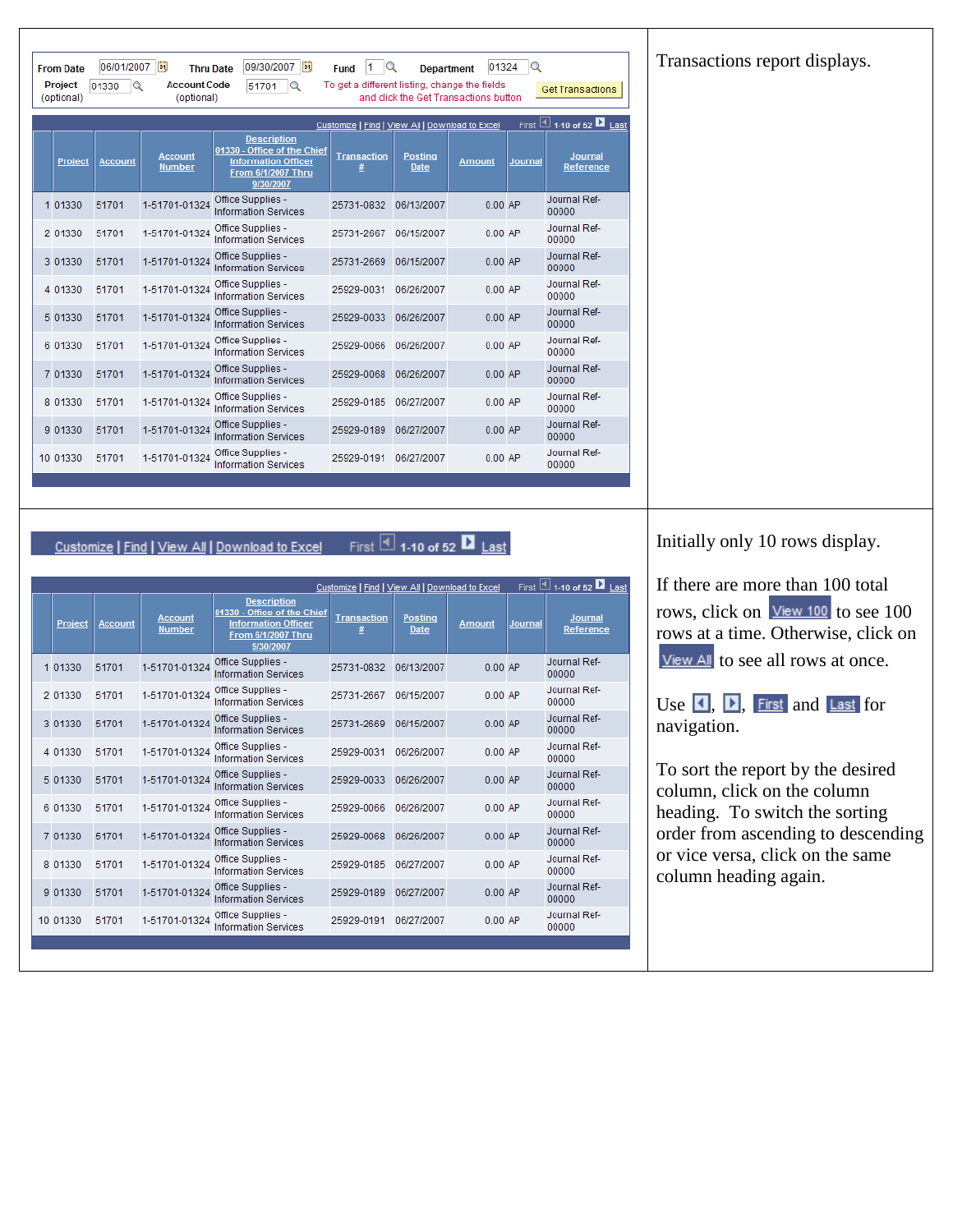| | |
|---|---|
| **From Date** 06/01/2007 **Thru Date** 09/30/2007 **Fund** 1 **Department** 01324<br>**Project** (optional) 01330 **Account Code** (optional) 51701<br>To get a different listing, change the fields and click the Get Transactions button. Get Transactions | Transactions report displays. |

Customize \| Find \| View All \| Download to Excel    First 1-10 of 52 Last

| | Project | Account | Account Number | Description 01330 - Office of the Chief Information Officer From 6/1/2007 Thru 9/30/2007 | Transaction # | Posting Date | Amount | Journal | Journal Reference |
|---|---|---|---|---|---|---|---|---|---|
| 1 | 01330 | 51701 | 1-51701-01324 | Office Supplies - Information Services | 25731-0832 | 06/13/2007 | 0.00 | AP | Journal Ref-00000 |
| 2 | 01330 | 51701 | 1-51701-01324 | Office Supplies - Information Services | 25731-2667 | 06/15/2007 | 0.00 | AP | Journal Ref-00000 |
| 3 | 01330 | 51701 | 1-51701-01324 | Office Supplies - Information Services | 25731-2669 | 06/15/2007 | 0.00 | AP | Journal Ref-00000 |
| 4 | 01330 | 51701 | 1-51701-01324 | Office Supplies - Information Services | 25929-0031 | 06/26/2007 | 0.00 | AP | Journal Ref-00000 |
| 5 | 01330 | 51701 | 1-51701-01324 | Office Supplies - Information Services | 25929-0033 | 06/26/2007 | 0.00 | AP | Journal Ref-00000 |
| 6 | 01330 | 51701 | 1-51701-01324 | Office Supplies - Information Services | 25929-0066 | 06/26/2007 | 0.00 | AP | Journal Ref-00000 |
| 7 | 01330 | 51701 | 1-51701-01324 | Office Supplies - Information Services | 25929-0068 | 06/26/2007 | 0.00 | AP | Journal Ref-00000 |
| 8 | 01330 | 51701 | 1-51701-01324 | Office Supplies - Information Services | 25929-0185 | 06/27/2007 | 0.00 | AP | Journal Ref-00000 |
| 9 | 01330 | 51701 | 1-51701-01324 | Office Supplies - Information Services | 25929-0189 | 06/27/2007 | 0.00 | AP | Journal Ref-00000 |
| 10 | 01330 | 51701 | 1-51701-01324 | Office Supplies - Information Services | 25929-0191 | 06/27/2007 | 0.00 | AP | Journal Ref-00000 |

---

Customize \| Find \| View All \| Download to Excel    First 1-10 of 52 Last

| | Project | Account | Account Number | Description 01330 - Office of the Chief Information Officer From 6/1/2007 Thru 9/30/2007 | Transaction # | Posting Date | Amount | Journal | Journal Reference |
|---|---|---|---|---|---|---|---|---|---|
| 1 | 01330 | 51701 | 1-51701-01324 | Office Supplies - Information Services | 25731-0832 | 06/13/2007 | 0.00 | AP | Journal Ref-00000 |
| 2 | 01330 | 51701 | 1-51701-01324 | Office Supplies - Information Services | 25731-2667 | 06/15/2007 | 0.00 | AP | Journal Ref-00000 |
| 3 | 01330 | 51701 | 1-51701-01324 | Office Supplies - Information Services | 25731-2669 | 06/15/2007 | 0.00 | AP | Journal Ref-00000 |
| 4 | 01330 | 51701 | 1-51701-01324 | Office Supplies - Information Services | 25929-0031 | 06/26/2007 | 0.00 | AP | Journal Ref-00000 |
| 5 | 01330 | 51701 | 1-51701-01324 | Office Supplies - Information Services | 25929-0033 | 06/26/2007 | 0.00 | AP | Journal Ref-00000 |
| 6 | 01330 | 51701 | 1-51701-01324 | Office Supplies - Information Services | 25929-0066 | 06/26/2007 | 0.00 | AP | Journal Ref-00000 |
| 7 | 01330 | 51701 | 1-51701-01324 | Office Supplies - Information Services | 25929-0068 | 06/26/2007 | 0.00 | AP | Journal Ref-00000 |
| 8 | 01330 | 51701 | 1-51701-01324 | Office Supplies - Information Services | 25929-0185 | 06/27/2007 | 0.00 | AP | Journal Ref-00000 |
| 9 | 01330 | 51701 | 1-51701-01324 | Office Supplies - Information Services | 25929-0189 | 06/27/2007 | 0.00 | AP | Journal Ref-00000 |
| 10 | 01330 | 51701 | 1-51701-01324 | Office Supplies - Information Services | 25929-0191 | 06/27/2007 | 0.00 | AP | Journal Ref-00000 |

Initially only 10 rows display.

If there are more than 100 total rows, click on View 100 to see 100 rows at a time. Otherwise, click on View All to see all rows at once.

Use ◀, ▶, First and Last for navigation.

To sort the report by the desired column, click on the column heading. To switch the sorting order from ascending to descending or vice versa, click on the same column heading again.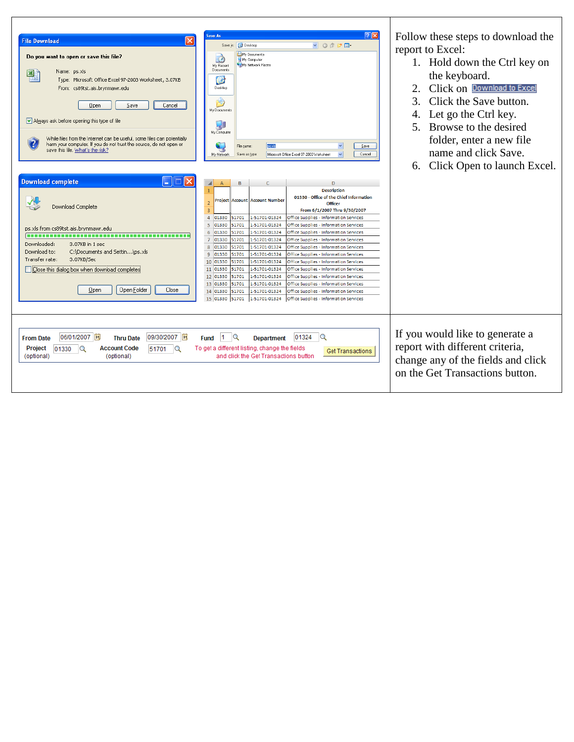Follow these steps to download the report to Excel:

1. Hold down the Ctrl key on the keyboard.
2. Click on Download to Excel
3. Click the Save button.
4. Let go the Ctrl key.
5. Browse to the desired folder, enter a new file name and click Save.
6. Click Open to launch Excel.

If you would like to generate a report with different criteria, change any of the fields and click on the Get Transactions button.